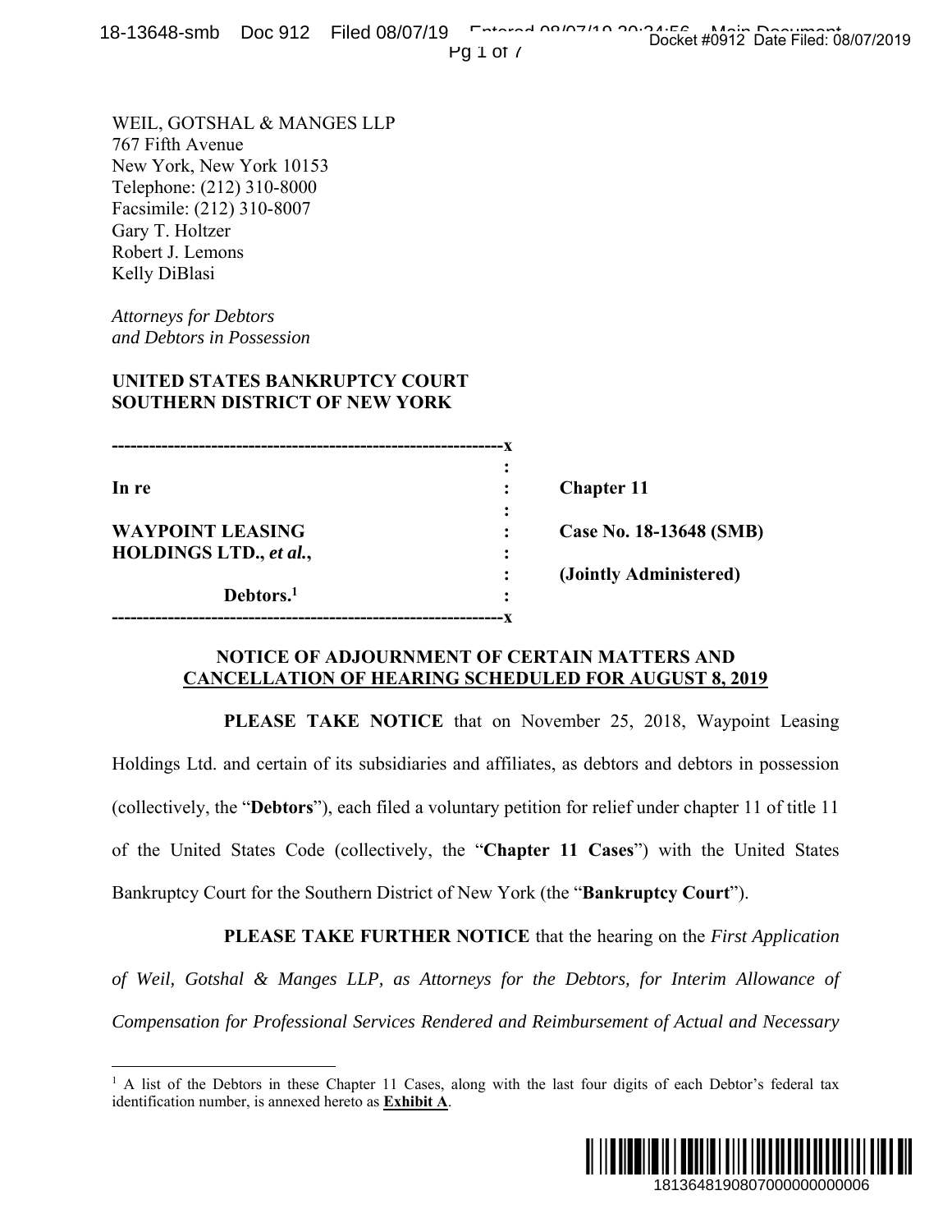WEIL, GOTSHAL & MANGES LLP
767 Fifth Avenue
New York, New York 10153
Telephone: (212) 310-8000
Facsimile: (212) 310-8007
Gary T. Holtzer
Robert J. Lemons
Kelly DiBlasi

*Attorneys for Debtors*
*and Debtors in Possession*

**UNITED STATES BANKRUPTCY COURT**
**SOUTHERN DISTRICT OF NEW YORK**

| | | |
|---|---|---|
| **In re** | : | **Chapter 11** |
| **WAYPOINT LEASING HOLDINGS LTD., *et al.*,** | : | **Case No. 18-13648 (SMB)** |
| | : | **(Jointly Administered)** |
| **Debtors.[1]** | : | |

## NOTICE OF ADJOURNMENT OF CERTAIN MATTERS AND CANCELLATION OF HEARING SCHEDULED FOR AUGUST 8, 2019

**PLEASE TAKE NOTICE** that on November 25, 2018, Waypoint Leasing Holdings Ltd. and certain of its subsidiaries and affiliates, as debtors and debtors in possession (collectively, the "**Debtors**"), each filed a voluntary petition for relief under chapter 11 of title 11 of the United States Code (collectively, the "**Chapter 11 Cases**") with the United States Bankruptcy Court for the Southern District of New York (the "**Bankruptcy Court**").

**PLEASE TAKE FURTHER NOTICE** that the hearing on the *First Application of Weil, Gotshal & Manges LLP, as Attorneys for the Debtors, for Interim Allowance of Compensation for Professional Services Rendered and Reimbursement of Actual and Necessary*

[1] A list of the Debtors in these Chapter 11 Cases, along with the last four digits of each Debtor's federal tax identification number, is annexed hereto as **Exhibit A**.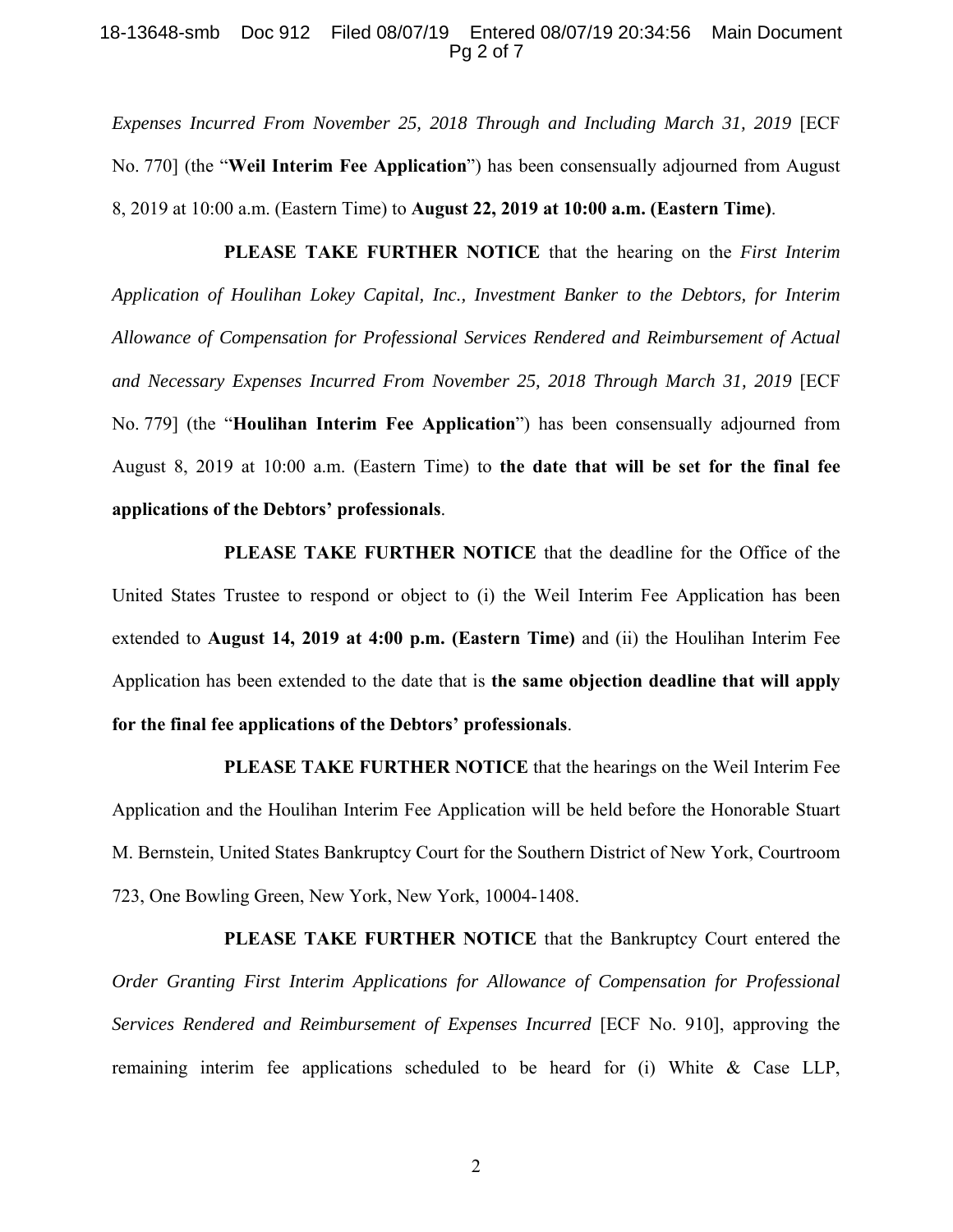*Expenses Incurred From November 25, 2018 Through and Including March 31, 2019* [ECF No. 770] (the "**Weil Interim Fee Application**") has been consensually adjourned from August 8, 2019 at 10:00 a.m. (Eastern Time) to **August 22, 2019 at 10:00 a.m. (Eastern Time)**.

**PLEASE TAKE FURTHER NOTICE** that the hearing on the *First Interim Application of Houlihan Lokey Capital, Inc., Investment Banker to the Debtors, for Interim Allowance of Compensation for Professional Services Rendered and Reimbursement of Actual and Necessary Expenses Incurred From November 25, 2018 Through March 31, 2019* [ECF No. 779] (the "**Houlihan Interim Fee Application**") has been consensually adjourned from August 8, 2019 at 10:00 a.m. (Eastern Time) to **the date that will be set for the final fee applications of the Debtors' professionals**.

**PLEASE TAKE FURTHER NOTICE** that the deadline for the Office of the United States Trustee to respond or object to (i) the Weil Interim Fee Application has been extended to **August 14, 2019 at 4:00 p.m. (Eastern Time)** and (ii) the Houlihan Interim Fee Application has been extended to the date that is **the same objection deadline that will apply for the final fee applications of the Debtors' professionals**.

**PLEASE TAKE FURTHER NOTICE** that the hearings on the Weil Interim Fee Application and the Houlihan Interim Fee Application will be held before the Honorable Stuart M. Bernstein, United States Bankruptcy Court for the Southern District of New York, Courtroom 723, One Bowling Green, New York, New York, 10004-1408.

**PLEASE TAKE FURTHER NOTICE** that the Bankruptcy Court entered the *Order Granting First Interim Applications for Allowance of Compensation for Professional Services Rendered and Reimbursement of Expenses Incurred* [ECF No. 910], approving the remaining interim fee applications scheduled to be heard for (i) White & Case LLP,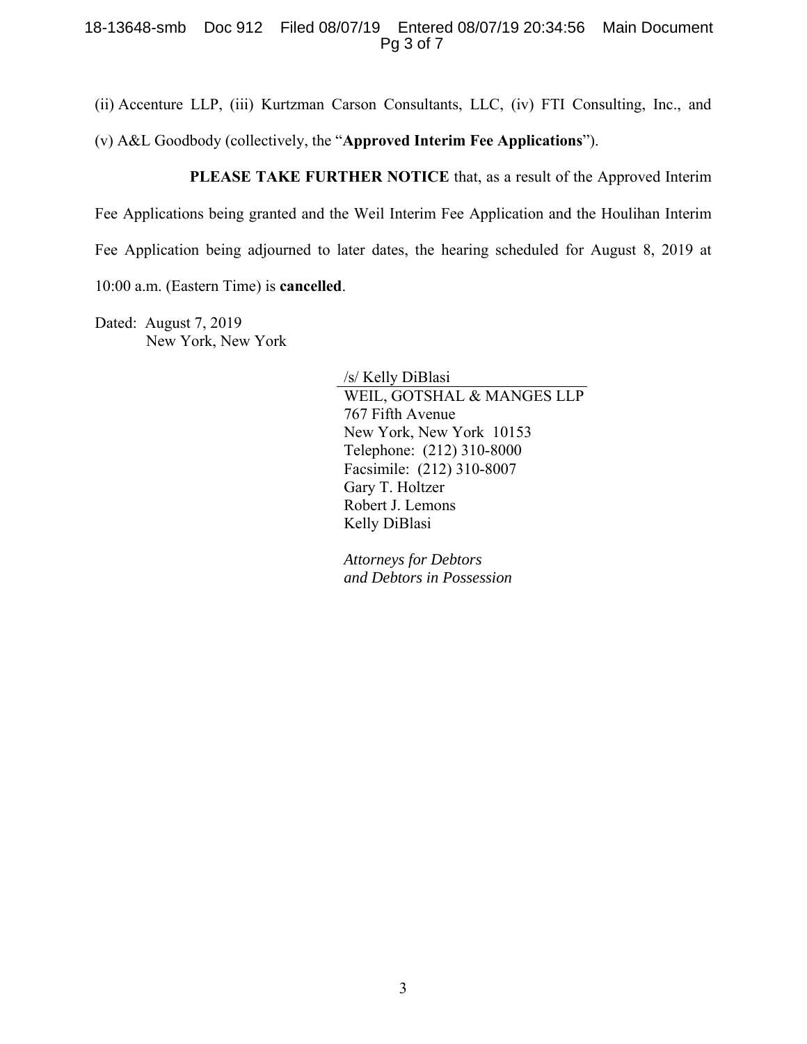(ii) Accenture LLP, (iii) Kurtzman Carson Consultants, LLC, (iv) FTI Consulting, Inc., and (v) A&L Goodbody (collectively, the "**Approved Interim Fee Applications**").

**PLEASE TAKE FURTHER NOTICE** that, as a result of the Approved Interim Fee Applications being granted and the Weil Interim Fee Application and the Houlihan Interim Fee Application being adjourned to later dates, the hearing scheduled for August 8, 2019 at 10:00 a.m. (Eastern Time) is **cancelled**.

Dated: August 7, 2019
New York, New York

/s/ Kelly DiBlasi
WEIL, GOTSHAL & MANGES LLP
767 Fifth Avenue
New York, New York 10153
Telephone: (212) 310-8000
Facsimile: (212) 310-8007
Gary T. Holtzer
Robert J. Lemons
Kelly DiBlasi

*Attorneys for Debtors and Debtors in Possession*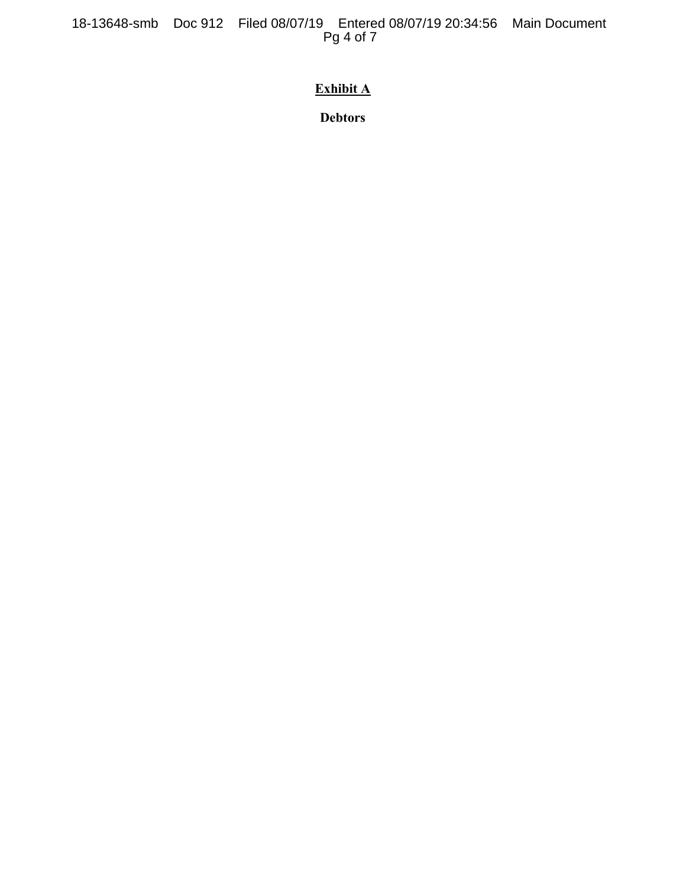**<u>Exhibit A</u>**

**Debtors**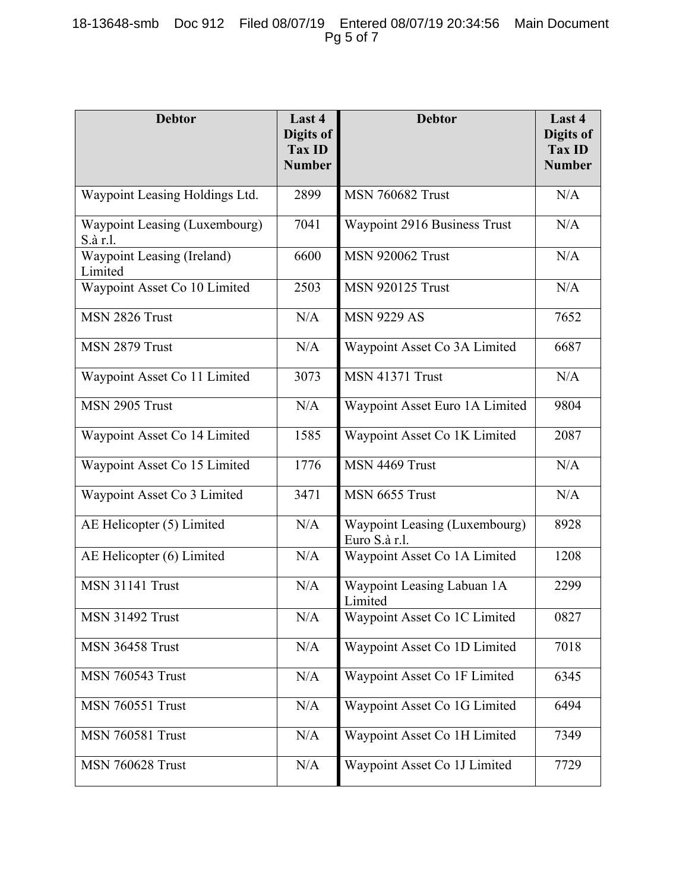| Debtor | Last 4 Digits of Tax ID Number | Debtor | Last 4 Digits of Tax ID Number |
|---|---|---|---|
| Waypoint Leasing Holdings Ltd. | 2899 | MSN 760682 Trust | N/A |
| Waypoint Leasing (Luxembourg) S.à r.l. | 7041 | Waypoint 2916 Business Trust | N/A |
| Waypoint Leasing (Ireland) Limited | 6600 | MSN 920062 Trust | N/A |
| Waypoint Asset Co 10 Limited | 2503 | MSN 920125 Trust | N/A |
| MSN 2826 Trust | N/A | MSN 9229 AS | 7652 |
| MSN 2879 Trust | N/A | Waypoint Asset Co 3A Limited | 6687 |
| Waypoint Asset Co 11 Limited | 3073 | MSN 41371 Trust | N/A |
| MSN 2905 Trust | N/A | Waypoint Asset Euro 1A Limited | 9804 |
| Waypoint Asset Co 14 Limited | 1585 | Waypoint Asset Co 1K Limited | 2087 |
| Waypoint Asset Co 15 Limited | 1776 | MSN 4469 Trust | N/A |
| Waypoint Asset Co 3 Limited | 3471 | MSN 6655 Trust | N/A |
| AE Helicopter (5) Limited | N/A | Waypoint Leasing (Luxembourg) Euro S.à r.l. | 8928 |
| AE Helicopter (6) Limited | N/A | Waypoint Asset Co 1A Limited | 1208 |
| MSN 31141 Trust | N/A | Waypoint Leasing Labuan 1A Limited | 2299 |
| MSN 31492 Trust | N/A | Waypoint Asset Co 1C Limited | 0827 |
| MSN 36458 Trust | N/A | Waypoint Asset Co 1D Limited | 7018 |
| MSN 760543 Trust | N/A | Waypoint Asset Co 1F Limited | 6345 |
| MSN 760551 Trust | N/A | Waypoint Asset Co 1G Limited | 6494 |
| MSN 760581 Trust | N/A | Waypoint Asset Co 1H Limited | 7349 |
| MSN 760628 Trust | N/A | Waypoint Asset Co 1J Limited | 7729 |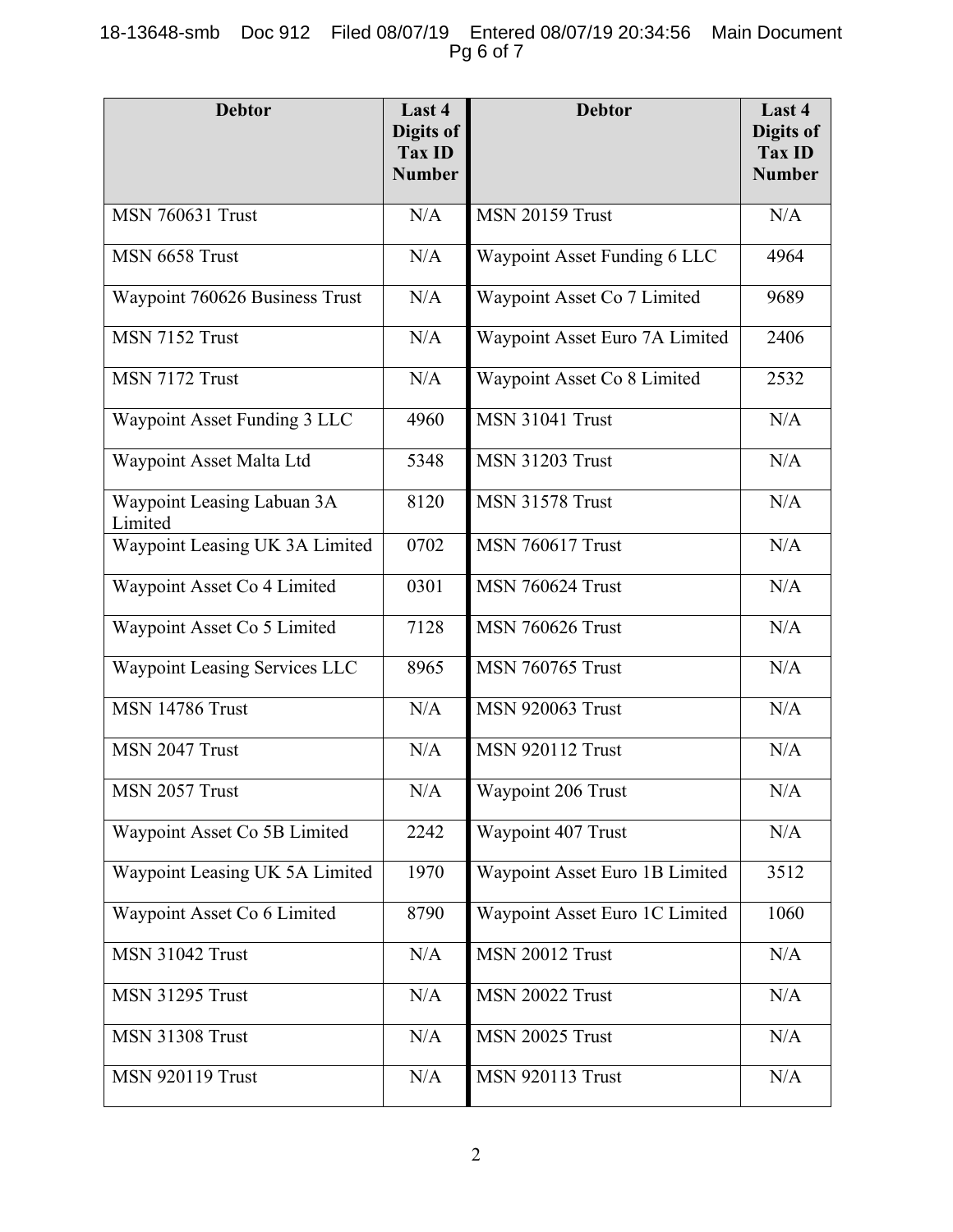| Debtor | Last 4 Digits of Tax ID Number | Debtor | Last 4 Digits of Tax ID Number |
|---|---|---|---|
| MSN 760631 Trust | N/A | MSN 20159 Trust | N/A |
| MSN 6658 Trust | N/A | Waypoint Asset Funding 6 LLC | 4964 |
| Waypoint 760626 Business Trust | N/A | Waypoint Asset Co 7 Limited | 9689 |
| MSN 7152 Trust | N/A | Waypoint Asset Euro 7A Limited | 2406 |
| MSN 7172 Trust | N/A | Waypoint Asset Co 8 Limited | 2532 |
| Waypoint Asset Funding 3 LLC | 4960 | MSN 31041 Trust | N/A |
| Waypoint Asset Malta Ltd | 5348 | MSN 31203 Trust | N/A |
| Waypoint Leasing Labuan 3A Limited | 8120 | MSN 31578 Trust | N/A |
| Waypoint Leasing UK 3A Limited | 0702 | MSN 760617 Trust | N/A |
| Waypoint Asset Co 4 Limited | 0301 | MSN 760624 Trust | N/A |
| Waypoint Asset Co 5 Limited | 7128 | MSN 760626 Trust | N/A |
| Waypoint Leasing Services LLC | 8965 | MSN 760765 Trust | N/A |
| MSN 14786 Trust | N/A | MSN 920063 Trust | N/A |
| MSN 2047 Trust | N/A | MSN 920112 Trust | N/A |
| MSN 2057 Trust | N/A | Waypoint 206 Trust | N/A |
| Waypoint Asset Co 5B Limited | 2242 | Waypoint 407 Trust | N/A |
| Waypoint Leasing UK 5A Limited | 1970 | Waypoint Asset Euro 1B Limited | 3512 |
| Waypoint Asset Co 6 Limited | 8790 | Waypoint Asset Euro 1C Limited | 1060 |
| MSN 31042 Trust | N/A | MSN 20012 Trust | N/A |
| MSN 31295 Trust | N/A | MSN 20022 Trust | N/A |
| MSN 31308 Trust | N/A | MSN 20025 Trust | N/A |
| MSN 920119 Trust | N/A | MSN 920113 Trust | N/A |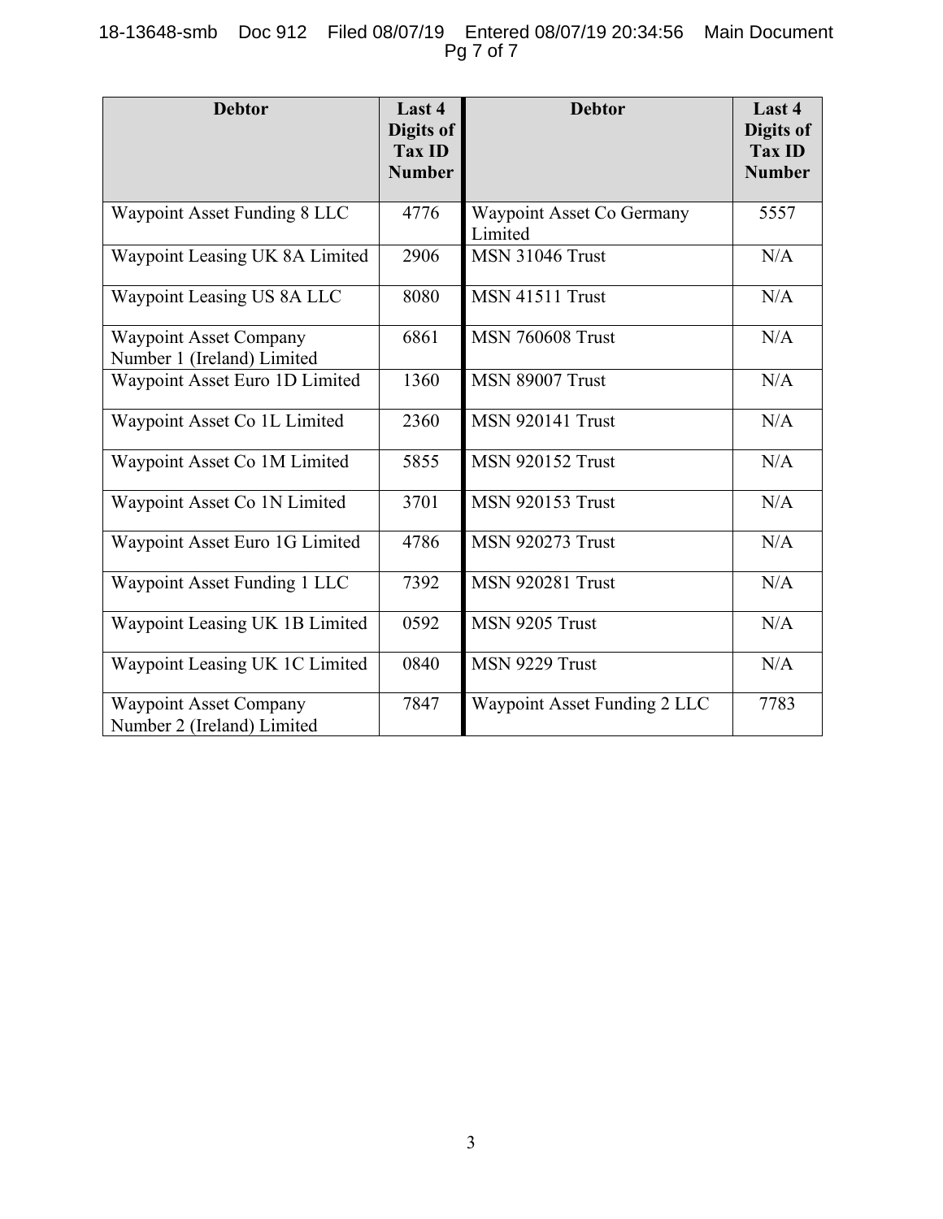| Debtor | Last 4 Digits of Tax ID Number | Debtor | Last 4 Digits of Tax ID Number |
|---|---|---|---|
| Waypoint Asset Funding 8 LLC | 4776 | Waypoint Asset Co Germany Limited | 5557 |
| Waypoint Leasing UK 8A Limited | 2906 | MSN 31046 Trust | N/A |
| Waypoint Leasing US 8A LLC | 8080 | MSN 41511 Trust | N/A |
| Waypoint Asset Company Number 1 (Ireland) Limited | 6861 | MSN 760608 Trust | N/A |
| Waypoint Asset Euro 1D Limited | 1360 | MSN 89007 Trust | N/A |
| Waypoint Asset Co 1L Limited | 2360 | MSN 920141 Trust | N/A |
| Waypoint Asset Co 1M Limited | 5855 | MSN 920152 Trust | N/A |
| Waypoint Asset Co 1N Limited | 3701 | MSN 920153 Trust | N/A |
| Waypoint Asset Euro 1G Limited | 4786 | MSN 920273 Trust | N/A |
| Waypoint Asset Funding 1 LLC | 7392 | MSN 920281 Trust | N/A |
| Waypoint Leasing UK 1B Limited | 0592 | MSN 9205 Trust | N/A |
| Waypoint Leasing UK 1C Limited | 0840 | MSN 9229 Trust | N/A |
| Waypoint Asset Company Number 2 (Ireland) Limited | 7847 | Waypoint Asset Funding 2 LLC | 7783 |